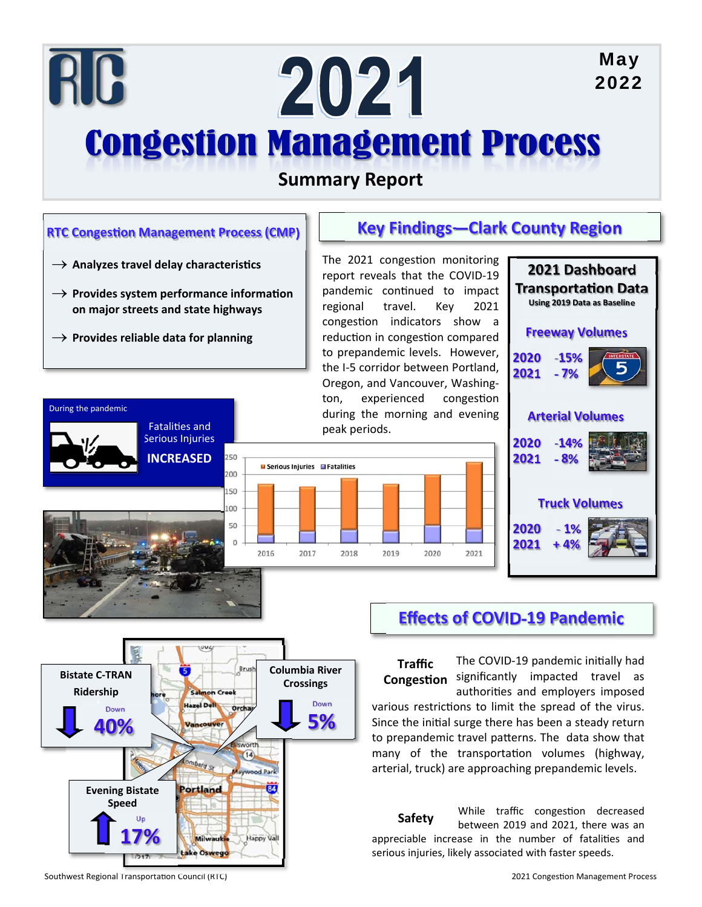# 2021 Congestion Management Process

May 2022

## Summary Report

### RTC Congestion Management Process (CMP)

- → **Analyzes travel delay characteristics**
- → **Provides system performance information on major streets and state highways**
- → **Provides reliable data for planning**

### Key Findings—Clark County Region

The 2021 congestion monitoring report reveals that the COVID-19 pandemic continued to impact regional travel. Key 2021 congestion indicators show a reduction in congestion compared to prepandemic levels. However, the I-5 corridor between Portland, Oregon, and Vancouver, Washington, experienced congestion during the morning and evening peak periods.

During the pandemic

Fatalities and Serious Injuries **INCREASED**

### 2021 Dashboard Transportation Data

**Using 2019 Data as Baseline**

**Freeway Volumes**

| Year | Change |
|---|---|
| 2020 | -15% |
| 2021 | - 7% |

**Arterial Volumes**

| Year | Change |
|---|---|
| 2020 | -14% |
| 2021 | - 8% |

**Truck Volumes**

| Year | Change |
|---|---|
| 2020 | - 1% |
| 2021 | + 4% |

### Effects of COVID-19 Pandemic

**Traffic Congestion** The COVID-19 pandemic initially had significantly impacted travel as authorities and employers imposed various restrictions to limit the spread of the virus. Since the initial surge there has been a steady return to prepandemic travel patterns. The data show that many of the transportation volumes (highway, arterial, truck) are approaching prepandemic levels.

**Safety** While traffic congestion decreased between 2019 and 2021, there was an appreciable increase in the number of fatalities and serious injuries, likely associated with faster speeds.

**Bistate C-TRAN Ridership** Down 40%

**Columbia River Crossings** Down 5%

**Evening Bistate Speed** Up 17%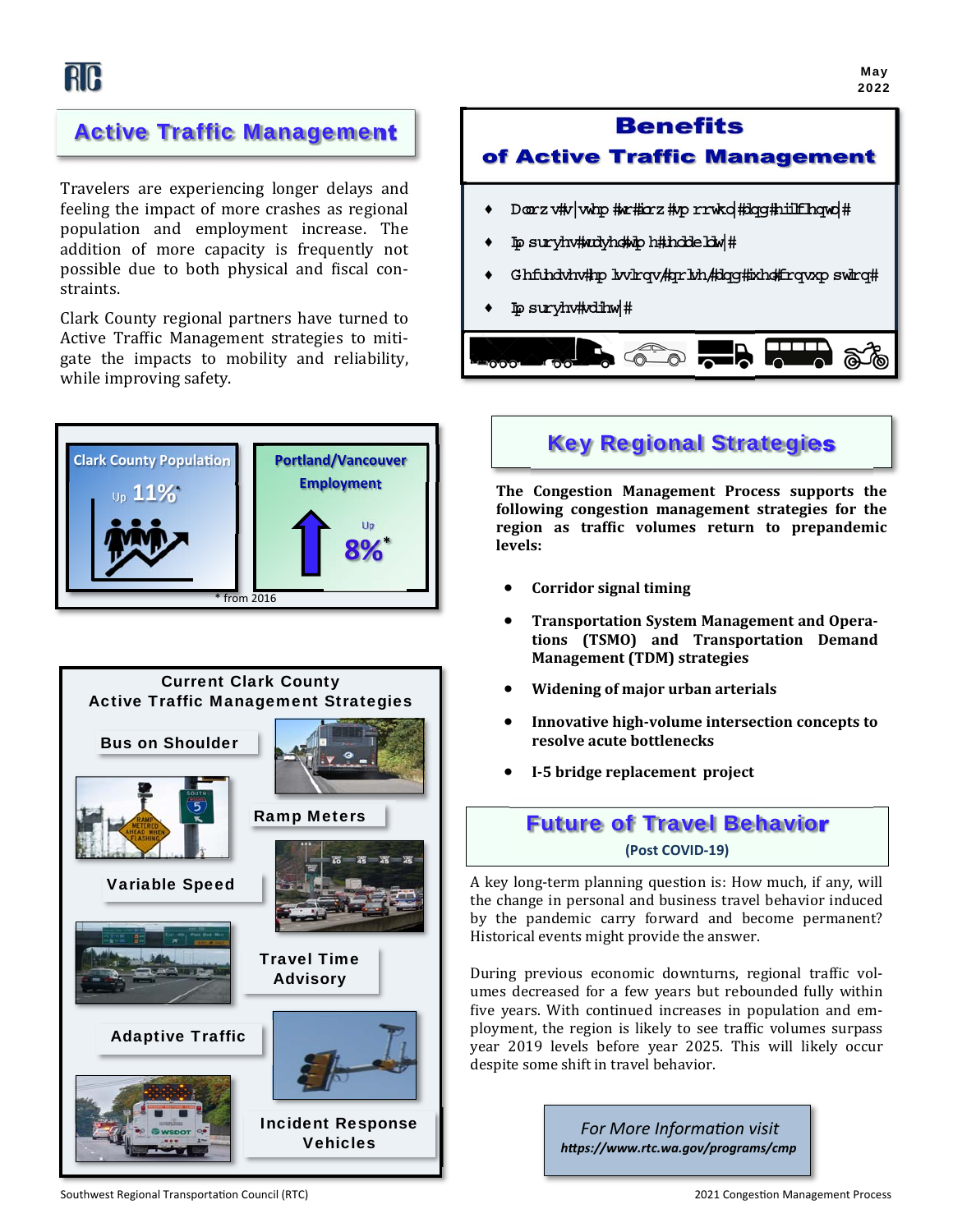May 2022

## Active Traffic Management

Travelers are experiencing longer delays and feeling the impact of more crashes as regional population and employment increase. The addition of more capacity is frequently not possible due to both physical and fiscal constraints.

Clark County regional partners have turned to Active Traffic Management strategies to mitigate the impacts to mobility and reliability, while improving safety.

Clark County Population

Up 11%*

Portland/Vancouver Employment

Up 8%*

\* from 2016

### Current Clark County Active Traffic Management Strategies

- Bus on Shoulder
- Ramp Meters
- Variable Speed
- Travel Time Advisory
- Adaptive Traffic
- Incident Response Vehicles

## Benefits of Active Traffic Management

- Allows system to flow more efficiently
- Improves travel time reliability
- Decreases emissions, noise, and fuel consumption
- Improves safety

## Key Regional Strategies

**The Congestion Management Process supports the following congestion management strategies for the region as traffic volumes return to prepandemic levels:**

- **Corridor signal timing**
- **Transportation System Management and Operations (TSMO) and Transportation Demand Management (TDM) strategies**
- **Widening of major urban arterials**
- **Innovative high-volume intersection concepts to resolve acute bottlenecks**
- **I-5 bridge replacement project**

## Future of Travel Behavior

**(Post COVID-19)**

A key long-term planning question is: How much, if any, will the change in personal and business travel behavior induced by the pandemic carry forward and become permanent? Historical events might provide the answer.

During previous economic downturns, regional traffic volumes decreased for a few years but rebounded fully within five years. With continued increases in population and employment, the region is likely to see traffic volumes surpass year 2019 levels before year 2025. This will likely occur despite some shift in travel behavior.

*For More Information visit*
***https://www.rtc.wa.gov/programs/cmp***